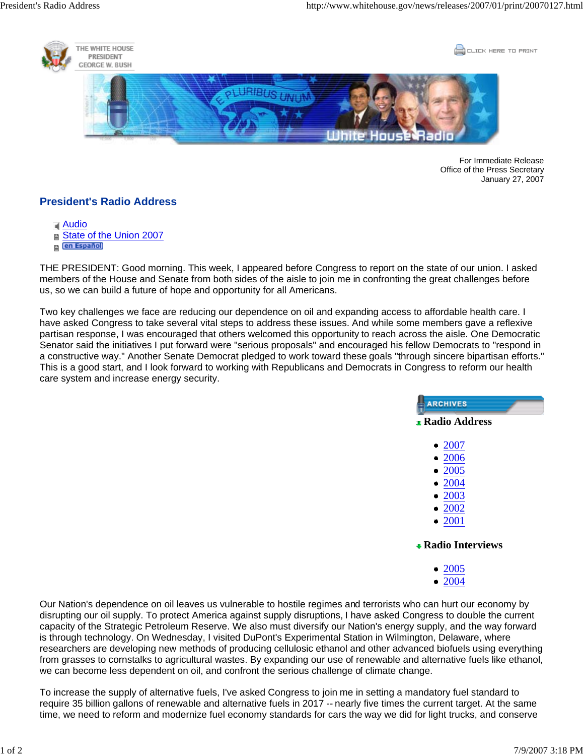THE WHITE HOUSE
PRESIDENT
GEORGE W. BUSH

CLICK HERE TO PRINT

For Immediate Release
Office of the Press Secretary
January 27, 2007

## President's Radio Address

- Audio
- State of the Union 2007
- en Español

THE PRESIDENT: Good morning. This week, I appeared before Congress to report on the state of our union. I asked members of the House and Senate from both sides of the aisle to join me in confronting the great challenges before us, so we can build a future of hope and opportunity for all Americans.

Two key challenges we face are reducing our dependence on oil and expanding access to affordable health care. I have asked Congress to take several vital steps to address these issues. And while some members gave a reflexive partisan response, I was encouraged that others welcomed this opportunity to reach across the aisle. One Democratic Senator said the initiatives I put forward were "serious proposals" and encouraged his fellow Democrats to "respond in a constructive way." Another Senate Democrat pledged to work toward these goals "through sincere bipartisan efforts." This is a good start, and I look forward to working with Republicans and Democrats in Congress to reform our health care system and increase energy security.

ARCHIVES

**Radio Address**

- 2007
- 2006
- 2005
- 2004
- 2003
- 2002
- 2001

**Radio Interviews**

- 2005
- 2004

Our Nation's dependence on oil leaves us vulnerable to hostile regimes and terrorists who can hurt our economy by disrupting our oil supply. To protect America against supply disruptions, I have asked Congress to double the current capacity of the Strategic Petroleum Reserve. We also must diversify our Nation's energy supply, and the way forward is through technology. On Wednesday, I visited DuPont's Experimental Station in Wilmington, Delaware, where researchers are developing new methods of producing cellulosic ethanol and other advanced biofuels using everything from grasses to cornstalks to agricultural wastes. By expanding our use of renewable and alternative fuels like ethanol, we can become less dependent on oil, and confront the serious challenge of climate change.

To increase the supply of alternative fuels, I've asked Congress to join me in setting a mandatory fuel standard to require 35 billion gallons of renewable and alternative fuels in 2017 -- nearly five times the current target. At the same time, we need to reform and modernize fuel economy standards for cars the way we did for light trucks, and conserve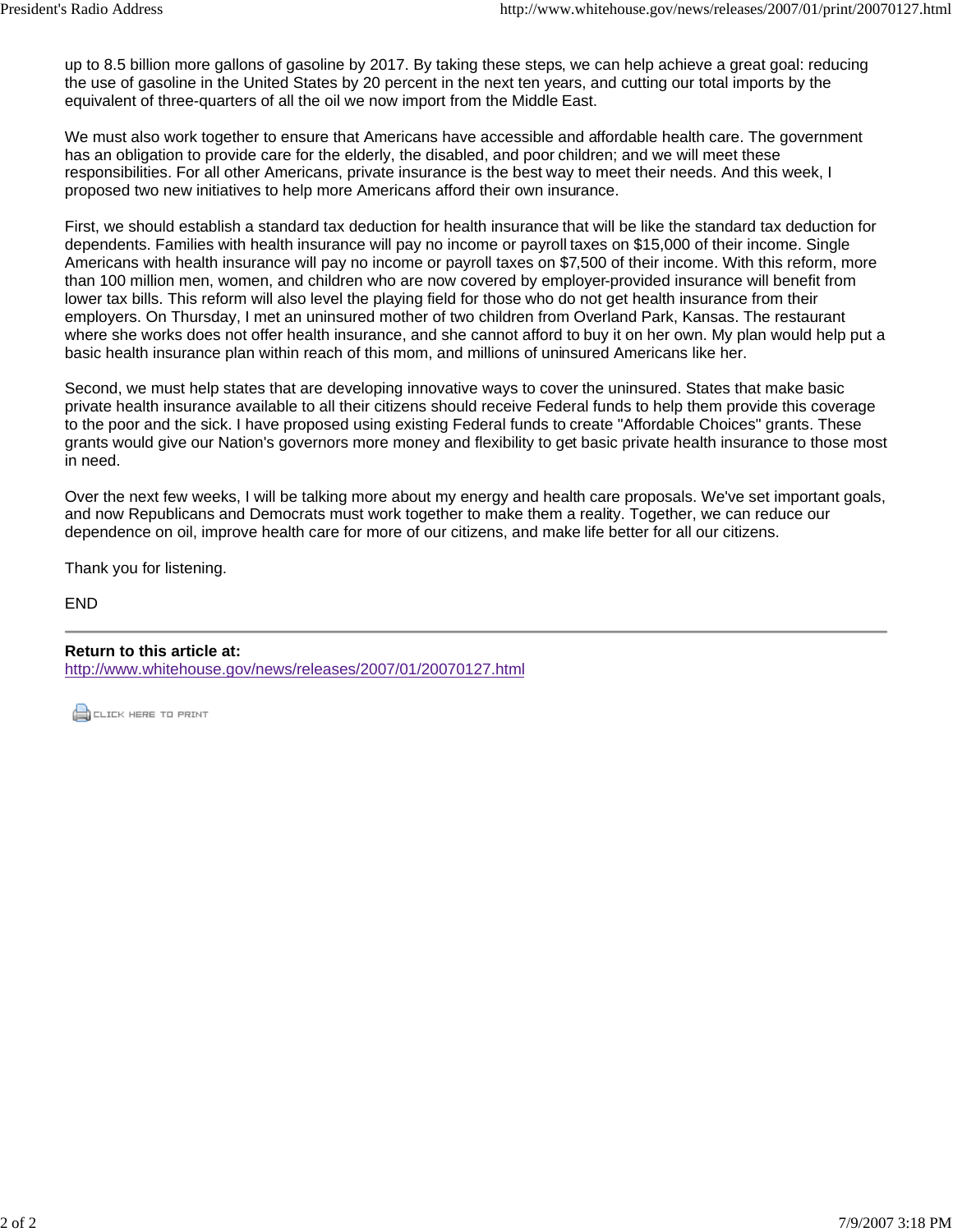up to 8.5 billion more gallons of gasoline by 2017. By taking these steps, we can help achieve a great goal: reducing the use of gasoline in the United States by 20 percent in the next ten years, and cutting our total imports by the equivalent of three-quarters of all the oil we now import from the Middle East.

We must also work together to ensure that Americans have accessible and affordable health care. The government has an obligation to provide care for the elderly, the disabled, and poor children; and we will meet these responsibilities. For all other Americans, private insurance is the best way to meet their needs. And this week, I proposed two new initiatives to help more Americans afford their own insurance.

First, we should establish a standard tax deduction for health insurance that will be like the standard tax deduction for dependents. Families with health insurance will pay no income or payroll taxes on $15,000 of their income. Single Americans with health insurance will pay no income or payroll taxes on $7,500 of their income. With this reform, more than 100 million men, women, and children who are now covered by employer-provided insurance will benefit from lower tax bills. This reform will also level the playing field for those who do not get health insurance from their employers. On Thursday, I met an uninsured mother of two children from Overland Park, Kansas. The restaurant where she works does not offer health insurance, and she cannot afford to buy it on her own. My plan would help put a basic health insurance plan within reach of this mom, and millions of uninsured Americans like her.

Second, we must help states that are developing innovative ways to cover the uninsured. States that make basic private health insurance available to all their citizens should receive Federal funds to help them provide this coverage to the poor and the sick. I have proposed using existing Federal funds to create "Affordable Choices" grants. These grants would give our Nation's governors more money and flexibility to get basic private health insurance to those most in need.

Over the next few weeks, I will be talking more about my energy and health care proposals. We've set important goals, and now Republicans and Democrats must work together to make them a reality. Together, we can reduce our dependence on oil, improve health care for more of our citizens, and make life better for all our citizens.

Thank you for listening.

END

---

**Return to this article at:**
http://www.whitehouse.gov/news/releases/2007/01/20070127.html

CLICK HERE TO PRINT